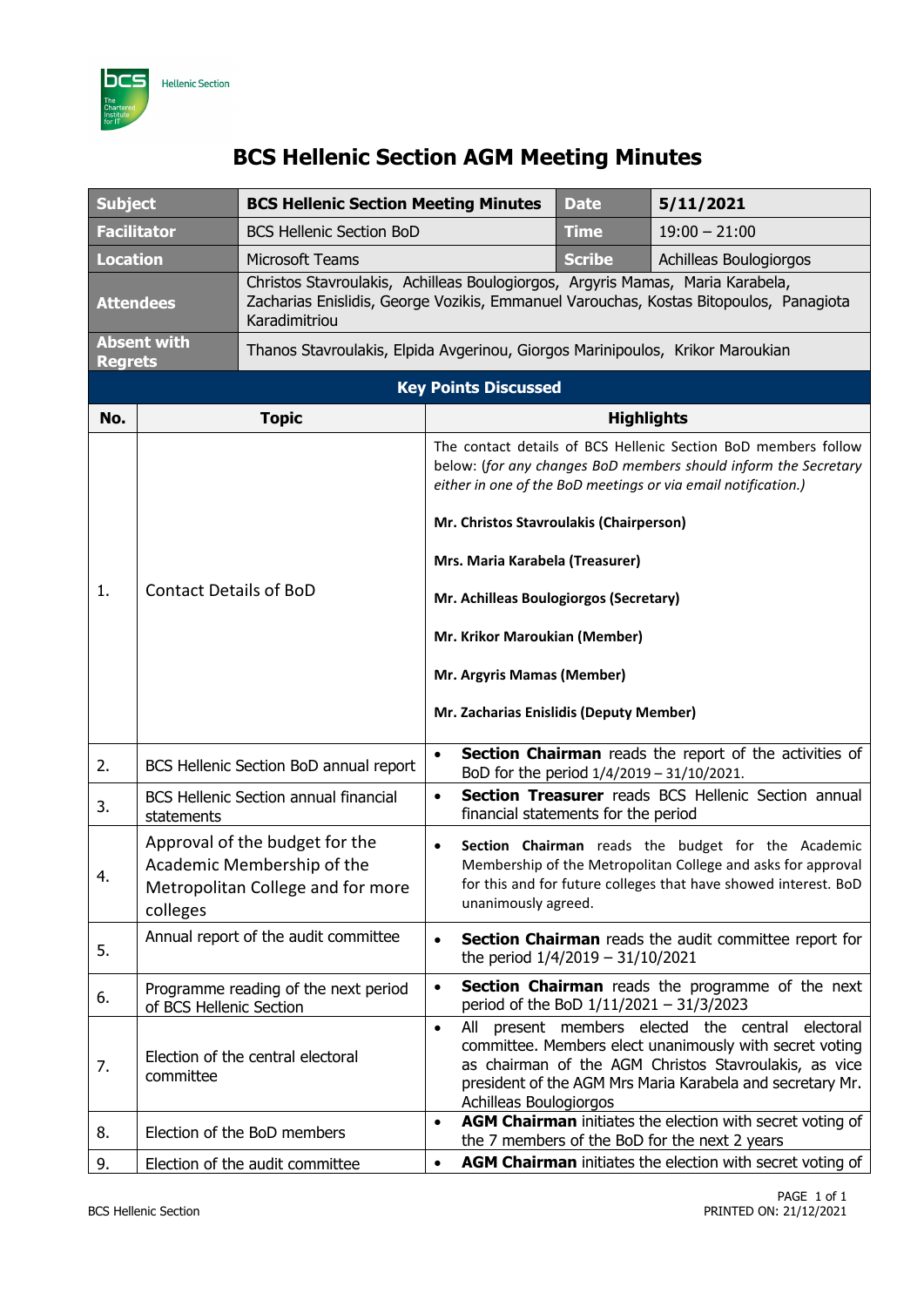# BCS Hellenic Section AGM Meeting Minutes

| | | | |
|---|---|---|---|
| **Subject** | **BCS Hellenic Section Meeting Minutes** | **Date** | **5/11/2021** |
| **Facilitator** | BCS Hellenic Section BoD | **Time** | 19:00 – 21:00 |
| **Location** | Microsoft Teams | **Scribe** | Achilleas Boulogiorgos |
| **Attendees** | Christos Stavroulakis, Achilleas Boulogiorgos, Argyris Mamas, Maria Karabela, Zacharias Enislidis, George Vozikis, Emmanuel Varouchas, Kostas Bitopoulos, Panagiota Karadimitriou | | |
| **Absent with Regrets** | Thanos Stavroulakis, Elpida Avgerinou, Giorgos Marinipoulos, Krikor Maroukian | | |

**Key Points Discussed**

| No. | Topic | Highlights |
|---|---|---|
| 1. | Contact Details of BoD | The contact details of BCS Hellenic Section BoD members follow below: (*for any changes BoD members should inform the Secretary either in one of the BoD meetings or via email notification.*)<br><br>**Mr. Christos Stavroulakis (Chairperson)**<br><br>**Mrs. Maria Karabela (Treasurer)**<br><br>**Mr. Achilleas Boulogiorgos (Secretary)**<br><br>**Mr. Krikor Maroukian (Member)**<br><br>**Mr. Argyris Mamas (Member)**<br><br>**Mr. Zacharias Enislidis (Deputy Member)** |
| 2. | BCS Hellenic Section BoD annual report | • **Section Chairman** reads the report of the activities of BoD for the period 1/4/2019 – 31/10/2021. |
| 3. | BCS Hellenic Section annual financial statements | • **Section Treasurer** reads BCS Hellenic Section annual financial statements for the period |
| 4. | Approval of the budget for the Academic Membership of the Metropolitan College and for more colleges | • **Section Chairman** reads the budget for the Academic Membership of the Metropolitan College and asks for approval for this and for future colleges that have showed interest. BoD unanimously agreed. |
| 5. | Annual report of the audit committee | • **Section Chairman** reads the audit committee report for the period 1/4/2019 – 31/10/2021 |
| 6. | Programme reading of the next period of BCS Hellenic Section | • **Section Chairman** reads the programme of the next period of the BoD 1/11/2021 – 31/3/2023 |
| 7. | Election of the central electoral committee | • All present members elected the central electoral committee. Members elect unanimously with secret voting as chairman of the AGM Christos Stavroulakis, as vice president of the AGM Mrs Maria Karabela and secretary Mr. Achilleas Boulogiorgos |
| 8. | Election of the BoD members | • **AGM Chairman** initiates the election with secret voting of the 7 members of the BoD for the next 2 years |
| 9. | Election of the audit committee | • **AGM Chairman** initiates the election with secret voting of |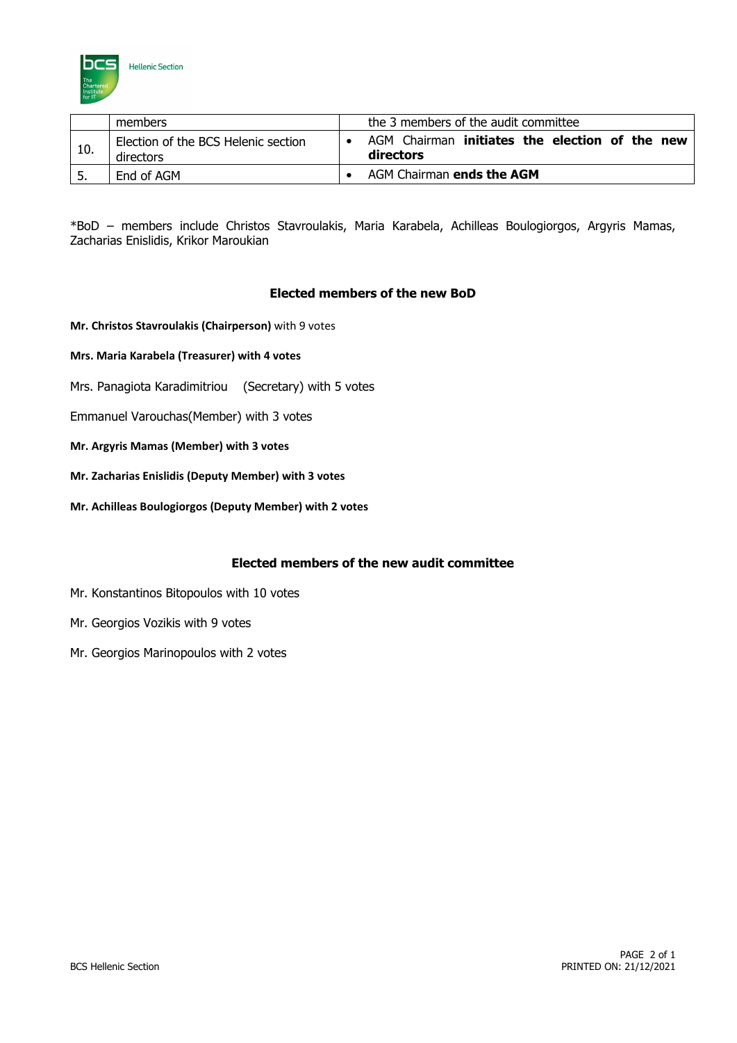|  | members | the 3 members of the audit committee |
|---|---|---|
| 10. | Election of the BCS Helenic section directors | • AGM Chairman **initiates the election of the new directors** |
| 5. | End of AGM | • AGM Chairman **ends the AGM** |

*BoD – members include Christos Stavroulakis, Maria Karabela, Achilleas Boulogiorgos, Argyris Mamas, Zacharias Enislidis, Krikor Maroukian

## Elected members of the new BoD

**Mr. Christos Stavroulakis (Chairperson)** with 9 votes

**Mrs. Maria Karabela (Treasurer) with 4 votes**

Mrs. Panagiota Karadimitriou (Secretary) with 5 votes

Emmanuel Varouchas(Member) with 3 votes

**Mr. Argyris Mamas (Member) with 3 votes**

**Mr. Zacharias Enislidis (Deputy Member) with 3 votes**

**Mr. Achilleas Boulogiorgos (Deputy Member) with 2 votes**

## Elected members of the new audit committee

Mr. Konstantinos Bitopoulos with 10 votes

Mr. Georgios Vozikis with 9 votes

Mr. Georgios Marinopoulos with 2 votes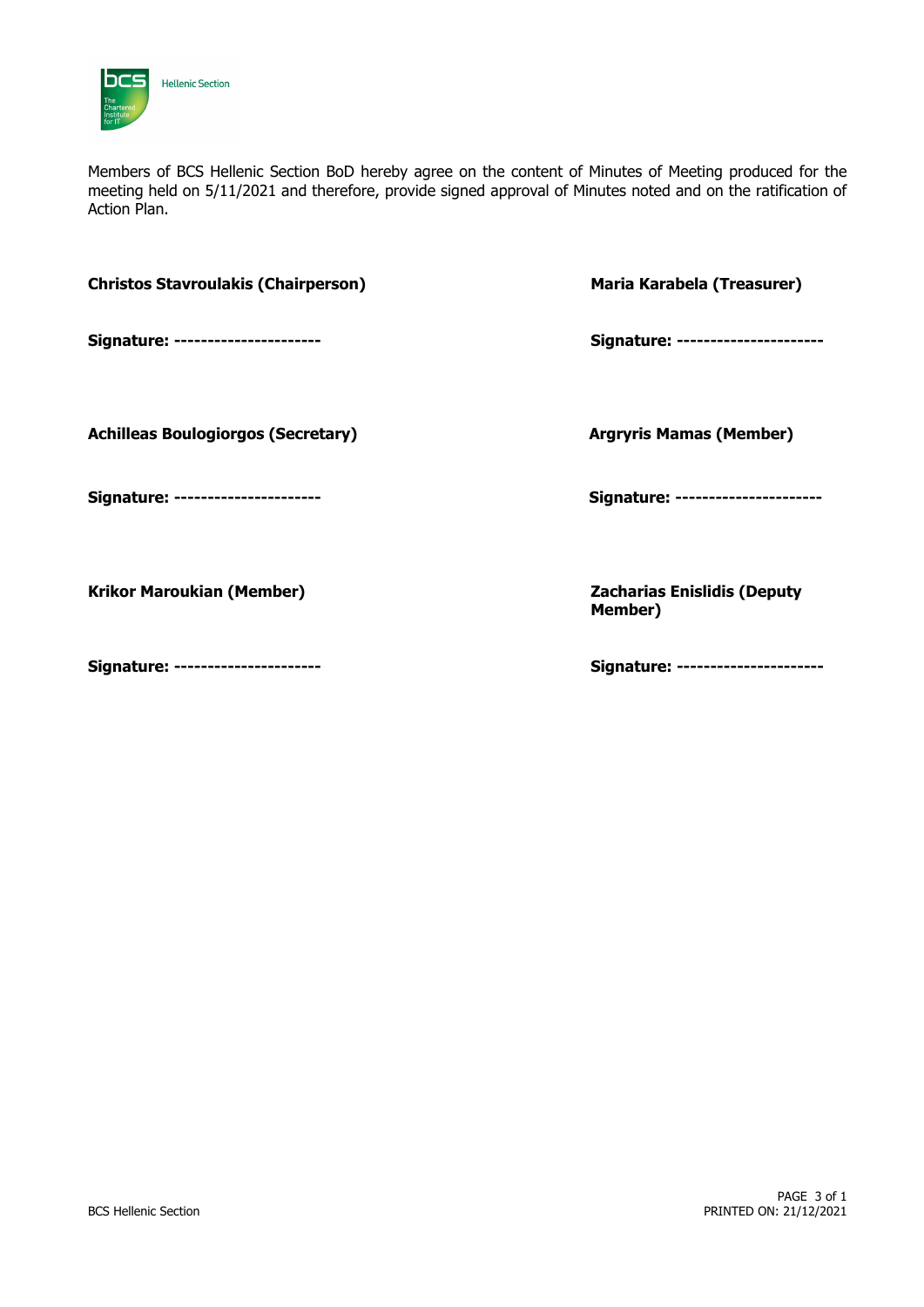Members of BCS Hellenic Section BoD hereby agree on the content of Minutes of Meeting produced for the meeting held on 5/11/2021 and therefore, provide signed approval of Minutes noted and on the ratification of Action Plan.

**Christos Stavroulakis (Chairperson)**

**Signature: ---------------------**

**Maria Karabela (Treasurer)**

**Signature: ---------------------**

**Achilleas Boulogiorgos (Secretary)**

**Signature: ---------------------**

**Argryris Mamas (Member)**

**Signature: ---------------------**

**Krikor Maroukian (Member)**

**Signature: ---------------------**

**Zacharias Enislidis (Deputy Member)**

**Signature: ---------------------**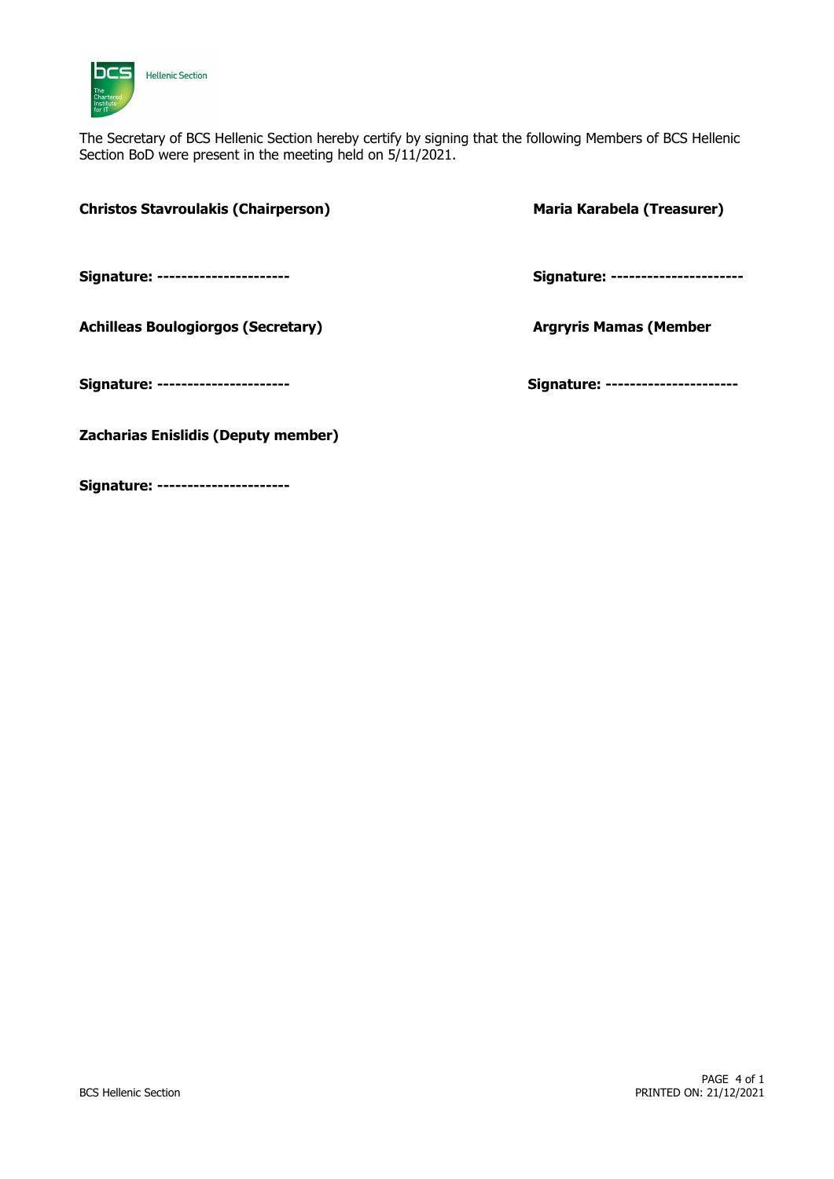The Secretary of BCS Hellenic Section hereby certify by signing that the following Members of BCS Hellenic Section BoD were present in the meeting held on 5/11/2021.

**Christos Stavroulakis (Chairperson)**

**Signature: ---------------------**

**Maria Karabela (Treasurer)**

**Signature: ---------------------**

**Achilleas Boulogiorgos (Secretary)**

**Signature: ---------------------**

**Argryris Mamas (Member**

**Signature: ---------------------**

**Zacharias Enislidis (Deputy member)**

**Signature: ---------------------**